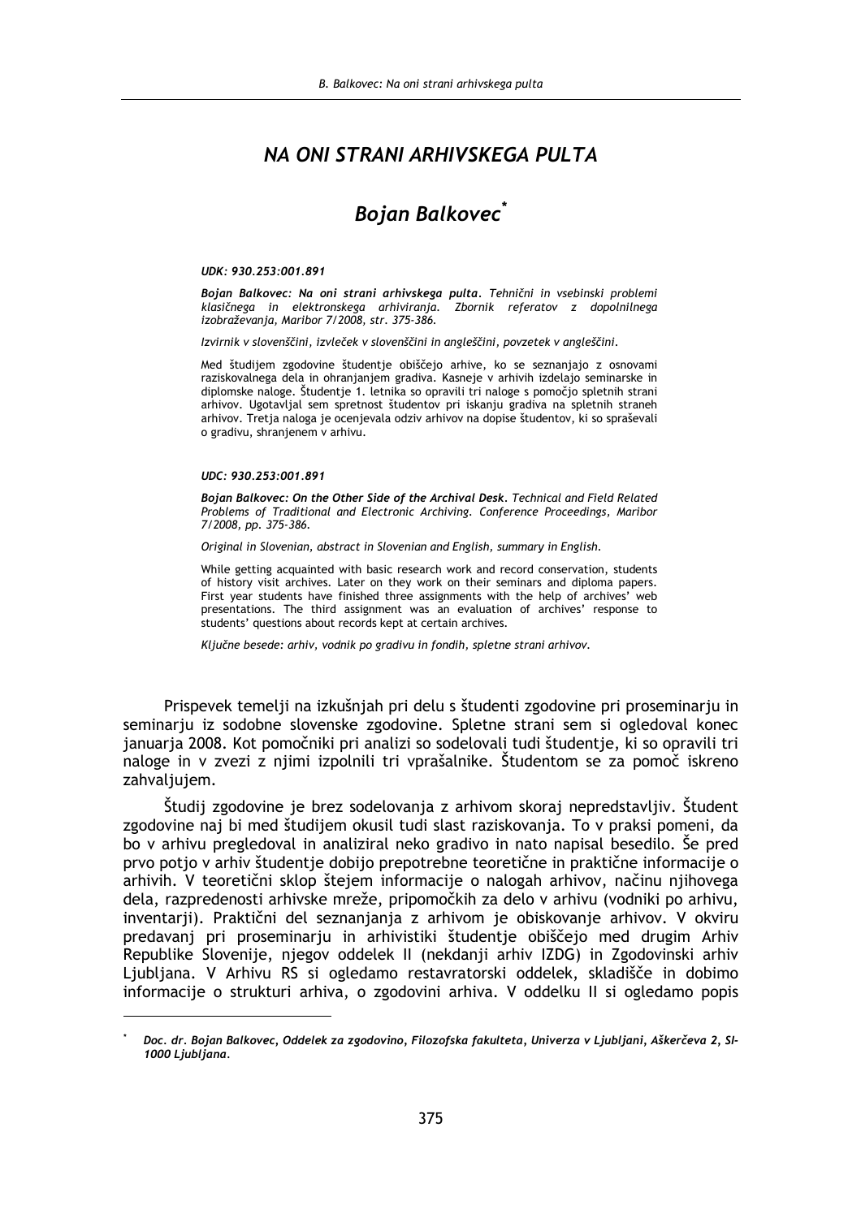# NA ONI STRANI ARHIVSKEGA PULTA

## *Bojan Balkovec*[*]

***UDK: 930.253:001.891***

***Bojan Balkovec: Na oni strani arhivskega pulta****. Tehnični in vsebinski problemi klasičnega in elektronskega arhiviranja. Zbornik referatov z dopolnilnega izobraževanja, Maribor 7/2008, str. 375-386.*

*Izvirnik v slovenščini, izvleček v slovenščini in angleščini, povzetek v angleščini.*

*Med študijem zgodovine študentje obiščejo arhive, ko se seznanjajo z osnovami raziskovalnega dela in ohranjanjem gradiva. Kasneje v arhivih izdelajo seminarske in diplomske naloge. Študentje 1. letnika so opravili tri naloge s pomočjo spletnih strani arhivov. Ugotavljal sem spretnost študentov pri iskanju gradiva na spletnih straneh arhivov. Tretja naloga je ocenjevala odziv arhivov na dopise študentov, ki so spraševali o gradivu, shranjenem v arhivu.*

***UDC: 930.253:001.891***

***Bojan Balkovec: On the Other Side of the Archival Desk****. Technical and Field Related Problems of Traditional and Electronic Archiving. Conference Proceedings, Maribor 7/2008, pp. 375-386.*

*Original in Slovenian, abstract in Slovenian and English, summary in English.*

*While getting acquainted with basic research work and record conservation, students of history visit archives. Later on they work on their seminars and diploma papers. First year students have finished three assignments with the help of archives' web presentations. The third assignment was an evaluation of archives' response to students' questions about records kept at certain archives.*

*Ključne besede: arhiv, vodnik po gradivu in fondih, spletne strani arhivov.*

Prispevek temelji na izkušnjah pri delu s študenti zgodovine pri proseminarju in seminarju iz sodobne slovenske zgodovine. Spletne strani sem si ogledoval konec januarja 2008. Kot pomočniki pri analizi so sodelovali tudi študentje, ki so opravili tri naloge in v zvezi z njimi izpolnili tri vprašalnike. Študentom se za pomoč iskreno zahvaljujem.

Študij zgodovine je brez sodelovanja z arhivom skoraj nepredstavljiv. Študent zgodovine naj bi med študijem okusil tudi slast raziskovanja. To v praksi pomeni, da bo v arhivu pregledoval in analiziral neko gradivo in nato napisal besedilo. Še pred prvo potjo v arhiv študentje dobijo prepotrebne teoretične in praktične informacije o arhivih. V teoretični sklop štejem informacije o nalogah arhivov, načinu njihovega dela, razpredenosti arhivske mreže, pripomočkih za delo v arhivu (vodniki po arhivu, inventarji). Praktični del seznanjanja z arhivom je obiskovanje arhivov. V okviru predavanj pri proseminarju in arhivistiki študentje obiščejo med drugim Arhiv Republike Slovenije, njegov oddelek II (nekdanji arhiv IZDG) in Zgodovinski arhiv Ljubljana. V Arhivu RS si ogledamo restavratorski oddelek, skladišče in dobimo informacije o strukturi arhiva, o zgodovini arhiva. V oddelku II si ogledamo popis

---

[*] ***Doc. dr. Bojan Balkovec, Oddelek za zgodovino, Filozofska fakulteta, Univerza v Ljubljani, Aškerčeva 2, SI-1000 Ljubljana.***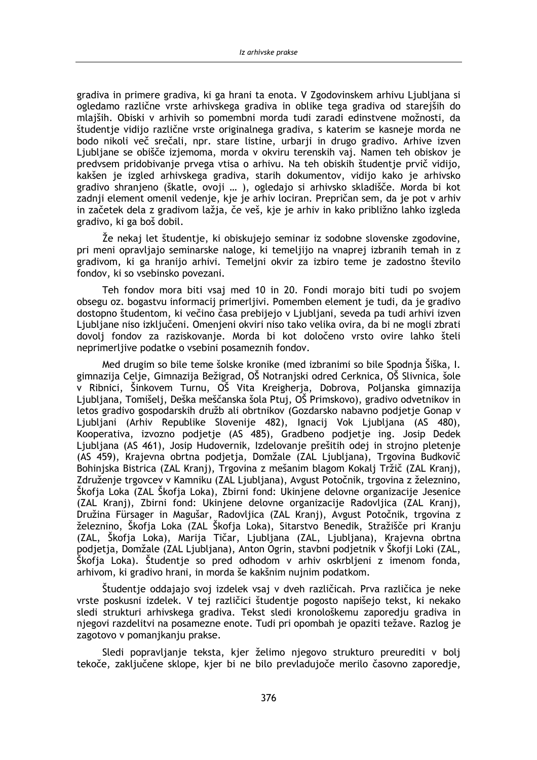gradiva in primere gradiva, ki ga hrani ta enota. V Zgodovinskem arhivu Ljubljana si ogledamo različne vrste arhivskega gradiva in oblike tega gradiva od starejših do mlajših. Obiski v arhivih so pomembni morda tudi zaradi edinstvene možnosti, da študentje vidijo različne vrste originalnega gradiva, s katerim se kasneje morda ne bodo nikoli več srečali, npr. stare listine, urbarji in drugo gradivo. Arhive izven Ljubljane se obišče izjemoma, morda v okviru terenskih vaj. Namen teh obiskov je predvsem pridobivanje prvega vtisa o arhivu. Na teh obiskih študentje prvič vidijo, kakšen je izgled arhivskega gradiva, starih dokumentov, vidijo kako je arhivsko gradivo shranjeno (škatle, ovoji … ), ogledajo si arhivsko skladišče. Morda bi kot zadnji element omenil vedenje, kje je arhiv lociran. Prepričan sem, da je pot v arhiv in začetek dela z gradivom lažja, če veš, kje je arhiv in kako približno lahko izgleda gradivo, ki ga boš dobil.

Že nekaj let študentje, ki obiskujejo seminar iz sodobne slovenske zgodovine, pri meni opravljajo seminarske naloge, ki temeljijo na vnaprej izbranih temah in z gradivom, ki ga hranijo arhivi. Temeljni okvir za izbiro teme je zadostno število fondov, ki so vsebinsko povezani.

Teh fondov mora biti vsaj med 10 in 20. Fondi morajo biti tudi po svojem obsegu oz. bogastvu informacij primerljivi. Pomemben element je tudi, da je gradivo dostopno študentom, ki večino časa prebijejo v Ljubljani, seveda pa tudi arhivi izven Ljubljane niso izključeni. Omenjeni okviri niso tako velika ovira, da bi ne mogli zbrati dovolj fondov za raziskovanje. Morda bi kot določeno vrsto ovire lahko šteli neprimerljive podatke o vsebini posameznih fondov.

Med drugim so bile teme šolske kronike (med izbranimi so bile Spodnja Šiška, I. gimnazija Celje, Gimnazija Bežigrad, OŠ Notranjski odred Cerknica, OŠ Slivnica, šole v Ribnici, Šinkovem Turnu, OŠ Vita Kreigherja, Dobrova, Poljanska gimnazija Ljubljana, Tomišelj, Deška meščanska šola Ptuj, OŠ Primskovo), gradivo odvetnikov in letos gradivo gospodarskih družb ali obrtnikov (Gozdarsko nabavno podjetje Gonap v Ljubljani (Arhiv Republike Slovenije 482), Ignacij Vok Ljubljana (AS 480), Kooperativa, izvozno podjetje (AS 485), Gradbeno podjetje ing. Josip Dedek Ljubljana (AS 461), Josip Hudovernik, Izdelovanje prešitih odej in strojno pletenje (AS 459), Krajevna obrtna podjetja, Domžale (ZAL Ljubljana), Trgovina Budkovič Bohinjska Bistrica (ZAL Kranj), Trgovina z mešanim blagom Kokalj Tržič (ZAL Kranj), Združenje trgovcev v Kamniku (ZAL Ljubljana), Avgust Potočnik, trgovina z železnino, Škofja Loka (ZAL Škofja Loka), Zbirni fond: Ukinjene delovne organizacije Jesenice (ZAL Kranj), Zbirni fond: Ukinjene delovne organizacije Radovljica (ZAL Kranj), Družina Fürsager in Magušar, Radovljica (ZAL Kranj), Avgust Potočnik, trgovina z železnino, Škofja Loka (ZAL Škofja Loka), Sitarstvo Benedik, Stražišče pri Kranju (ZAL, Škofja Loka), Marija Tičar, Ljubljana (ZAL, Ljubljana), Krajevna obrtna podjetja, Domžale (ZAL Ljubljana), Anton Ogrin, stavbni podjetnik v Škofji Loki (ZAL, Škofja Loka). Študentje so pred odhodom v arhiv oskrbljeni z imenom fonda, arhivom, ki gradivo hrani, in morda še kakšnim nujnim podatkom.

Študentje oddajajo svoj izdelek vsaj v dveh različicah. Prva različica je neke vrste poskusni izdelek. V tej različici študentje pogosto napišejo tekst, ki nekako sledi strukturi arhivskega gradiva. Tekst sledi kronološkemu zaporedju gradiva in njegovi razdelitvi na posamezne enote. Tudi pri opombah je opaziti težave. Razlog je zagotovo v pomanjkanju prakse.

Sledi popravljanje teksta, kjer želimo njegovo strukturo preurediti v bolj tekoče, zaključene sklope, kjer bi ne bilo prevladujoče merilo časovno zaporedje,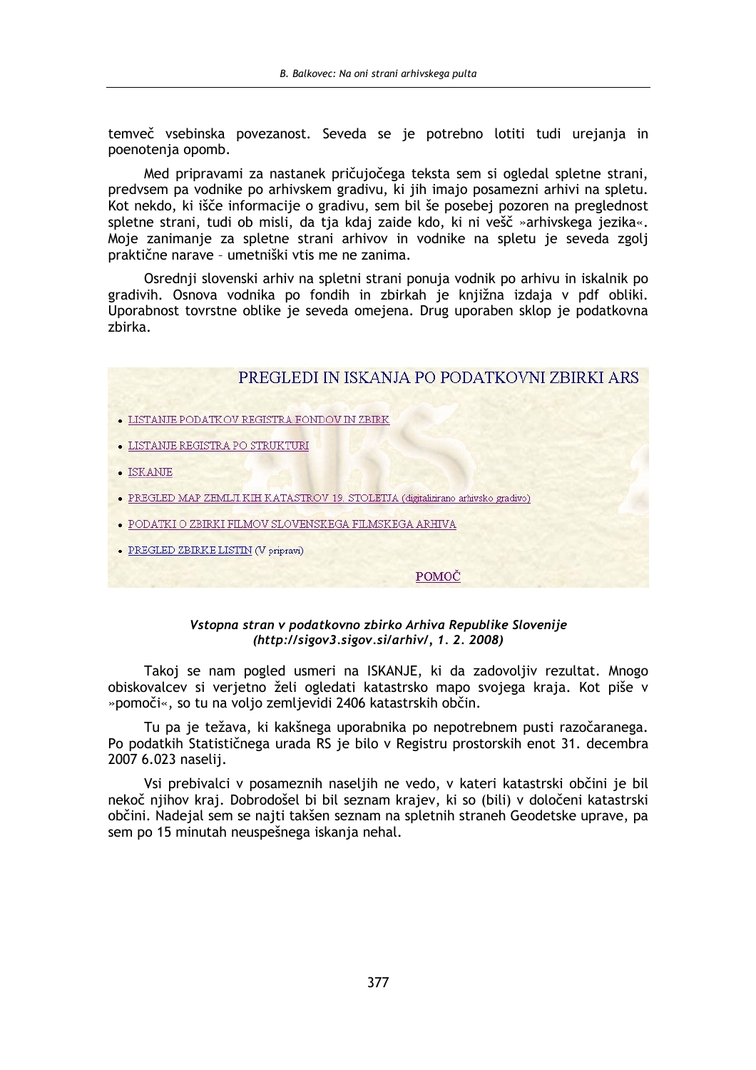temveč vsebinska povezanost. Seveda se je potrebno lotiti tudi urejanja in poenotenja opomb.

Med pripravami za nastanek pričujočega teksta sem si ogledal spletne strani, predvsem pa vodnike po arhivskem gradivu, ki jih imajo posamezni arhivi na spletu. Kot nekdo, ki išče informacije o gradivu, sem bil še posebej pozoren na preglednost spletne strani, tudi ob misli, da tja kdaj zaide kdo, ki ni vešč »arhivskega jezika«. Moje zanimanje za spletne strani arhivov in vodnike na spletu je seveda zgolj praktične narave – umetniški vtis me ne zanima.

Osrednji slovenski arhiv na spletni strani ponuja vodnik po arhivu in iskalnik po gradivih. Osnova vodnika po fondih in zbirkah je knjižna izdaja v pdf obliki. Uporabnost tovrstne oblike je seveda omejena. Drug uporaben sklop je podatkovna zbirka.

PREGLEDI IN ISKANJA PO PODATKOVNI ZBIRKI ARS

- LISTANJE PODATKOV REGISTRA FONDOV IN ZBIRK
- LISTANJE REGISTRA PO STRUKTURI
- ISKANJE
- PREGLED MAP ZEMLJIŠKIH KATASTROV 19. STOLETJA (digitalizirano arhivsko gradivo)
- PODATKI O ZBIRKI FILMOV SLOVENSKEGA FILMSKEGA ARHIVA
- PREGLED ZBIRKE LISTIN (V pripravi)

POMOČ

***Vstopna stran v podatkovno zbirko Arhiva Republike Slovenije (http://sigov3.sigov.si/arhiv/, 1. 2. 2008)***

Takoj se nam pogled usmeri na ISKANJE, ki da zadovoljiv rezultat. Mnogo obiskovalcev si verjetno želi ogledati katastrsko mapo svojega kraja. Kot piše v »pomoči«, so tu na voljo zemljevidi 2406 katastrskih občin.

Tu pa je težava, ki kakšnega uporabnika po nepotrebnem pusti razočaranega. Po podatkih Statističnega urada RS je bilo v Registru prostorskih enot 31. decembra 2007 6.023 naselij.

Vsi prebivalci v posameznih naseljih ne vedo, v kateri katastrski občini je bil nekoč njihov kraj. Dobrodošel bi bil seznam krajev, ki so (bili) v določeni katastrski občini. Nadejal sem se najti takšen seznam na spletnih straneh Geodetske uprave, pa sem po 15 minutah neuspešnega iskanja nehal.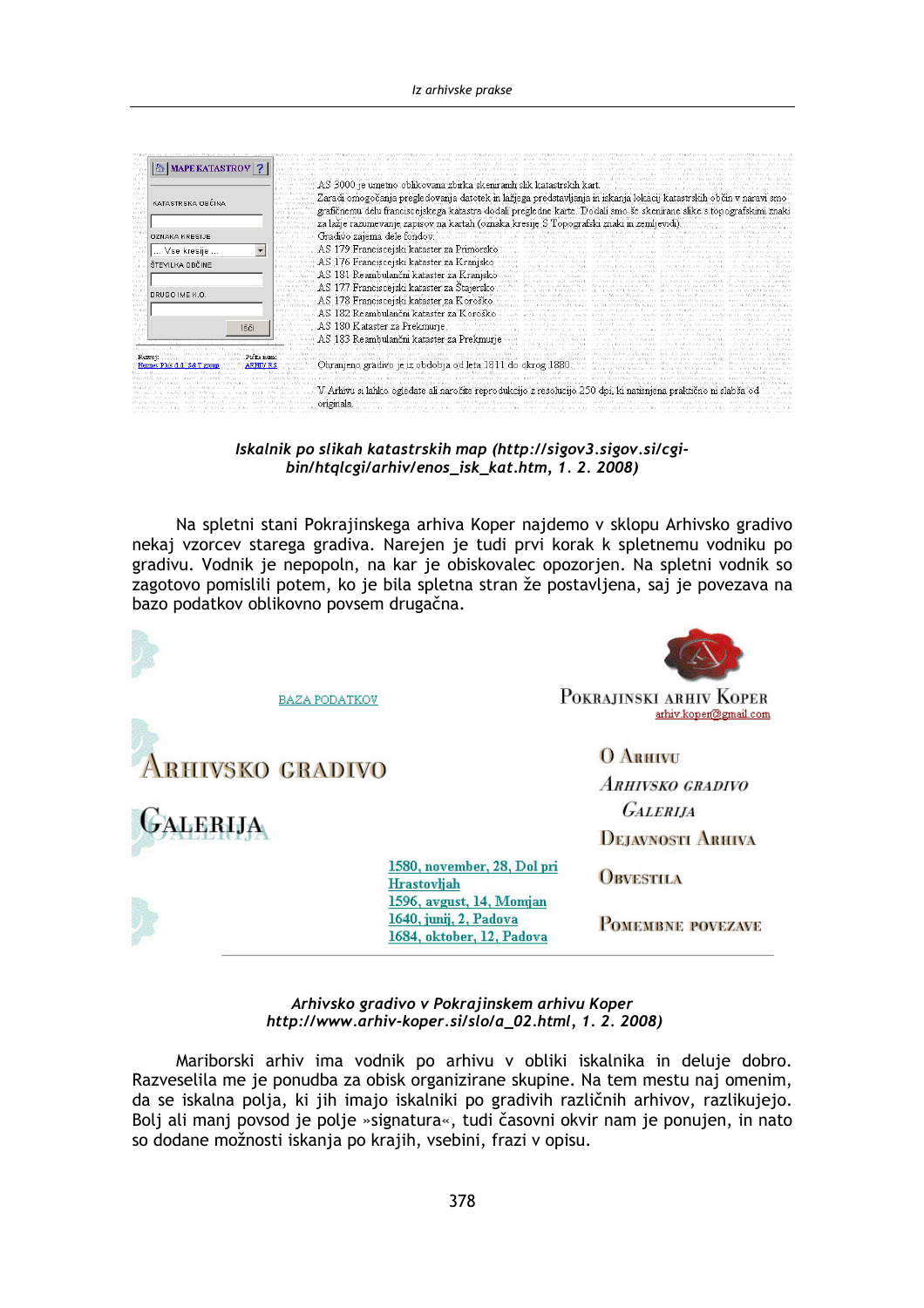AS 3000 je umetno oblikovana zbirka skeniranih slik katastrskih kart.
Zaradi omogočanja pregledovanja datotek in lažjega predstavljanja in iskanja lokacij katastrskih občin v naravi smo grafičnemu delu franciscejskega katastra dodali pregledne karte. Dodali smo še skenirane slike s topografskimi znaki za lažje razumevanje zapisov na kartah (oznaka kresije S Topografski znaki in zemljevidi).
Gradivo zajema dele fondov:
AS 179 Franciscejski kataster za Primorsko
AS 176 Franciscejski kataster za Kranjsko
AS 181 Reambulančni kataster za Kranjsko
AS 177 Franciscejski kataster za Štajersko
AS 178 Franciscejski kataster za Koroško
AS 182 Reambulančni kataster za Koroško
AS 180 Kataster za Prekmurje
AS 183 Reambulančni kataster za Prekmurje

Ohranjeno gradivo je iz obdobja od leta 1811 do okrog 1880.

V Arhivu si lahko ogledate ali naročite reprodukcijo z resolucijo 250 dpi, ki natisnjena praktično ni slabša od originala.

*Iskalnik po slikah katastrskih map (http://sigov3.sigov.si/cgi-bin/htqlcgi/arhiv/enos_isk_kat.htm, 1. 2. 2008)*

Na spletni stani Pokrajinskega arhiva Koper najdemo v sklopu Arhivsko gradivo nekaj vzorcev starega gradiva. Narejen je tudi prvi korak k spletnemu vodniku po gradivu. Vodnik je nepopoln, na kar je obiskovalec opozorjen. Na spletni vodnik so zagotovo pomislili potem, ko je bila spletna stran že postavljena, saj je povezava na bazo podatkov oblikovno povsem drugačna.

BAZA PODATKOV

POKRAJINSKI ARHIV KOPER
arhiv.koper@gmail.com

ARHIVSKO GRADIVO

GALERIJA

1580, november, 28, Dol pri Hrastovljah
1596, avgust, 14, Momjan
1640, junij, 2, Padova
1684, oktober, 12, Padova

O ARHIVU
ARHIVSKO GRADIVO
GALERIJA
DEJAVNOSTI ARHIVA
OBVESTILA
POMEMBNE POVEZAVE

*Arhivsko gradivo v Pokrajinskem arhivu Koper http://www.arhiv-koper.si/slo/a_02.html, 1. 2. 2008)*

Mariborski arhiv ima vodnik po arhivu v obliki iskalnika in deluje dobro. Razveselila me je ponudba za obisk organizirane skupine. Na tem mestu naj omenim, da se iskalna polja, ki jih imajo iskalniki po gradivih različnih arhivov, razlikujejo. Bolj ali manj povsod je polje »signatura«, tudi časovni okvir nam je ponujen, in nato so dodane možnosti iskanja po krajih, vsebini, frazi v opisu.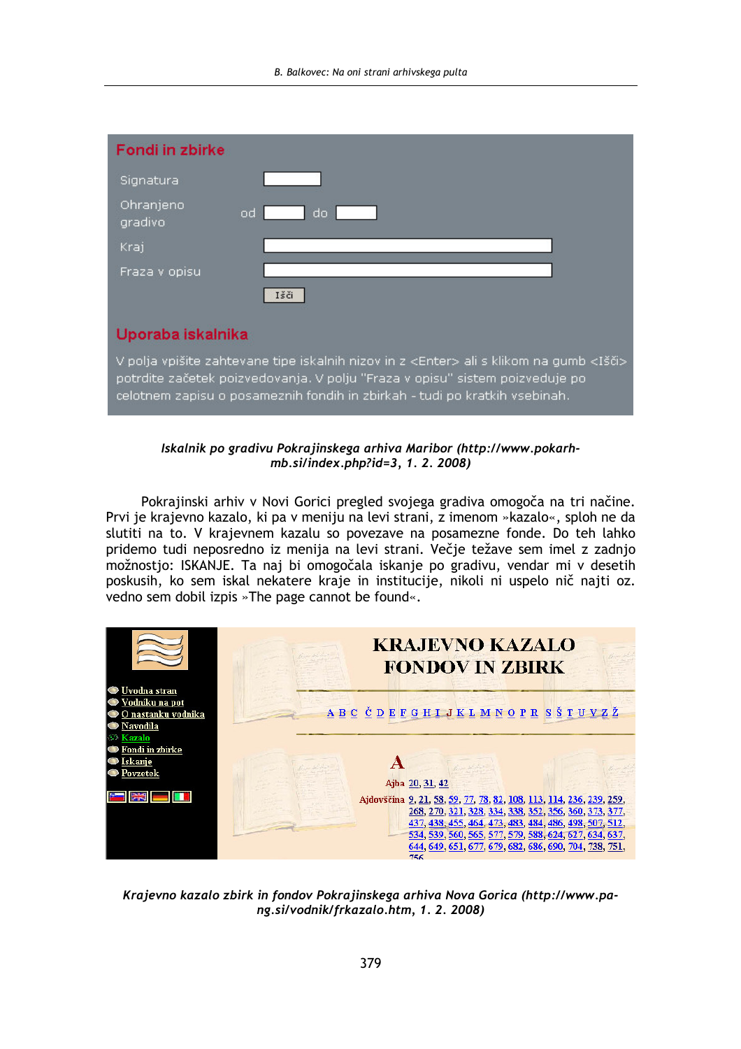*Iskalnik po gradivu Pokrajinskega arhiva Maribor (http://www.pokarh-mb.si/index.php?id=3, 1. 2. 2008)*

Pokrajinski arhiv v Novi Gorici pregled svojega gradiva omogoča na tri načine. Prvi je krajevno kazalo, ki pa v meniju na levi strani, z imenom »kazalo«, sploh ne da slutiti na to. V krajevnem kazalu so povezave na posamezne fonde. Do teh lahko pridemo tudi neposredno iz menija na levi strani. Večje težave sem imel z zadnjo možnostjo: ISKANJE. Ta naj bi omogočala iskanje po gradivu, vendar mi v desetih poskusih, ko sem iskal nekatere kraje in institucije, nikoli ni uspelo nič najti oz. vedno sem dobil izpis »The page cannot be found«.

*Krajevno kazalo zbirk in fondov Pokrajinskega arhiva Nova Gorica (http://www.pa-ng.si/vodnik/frkazalo.htm, 1. 2. 2008)*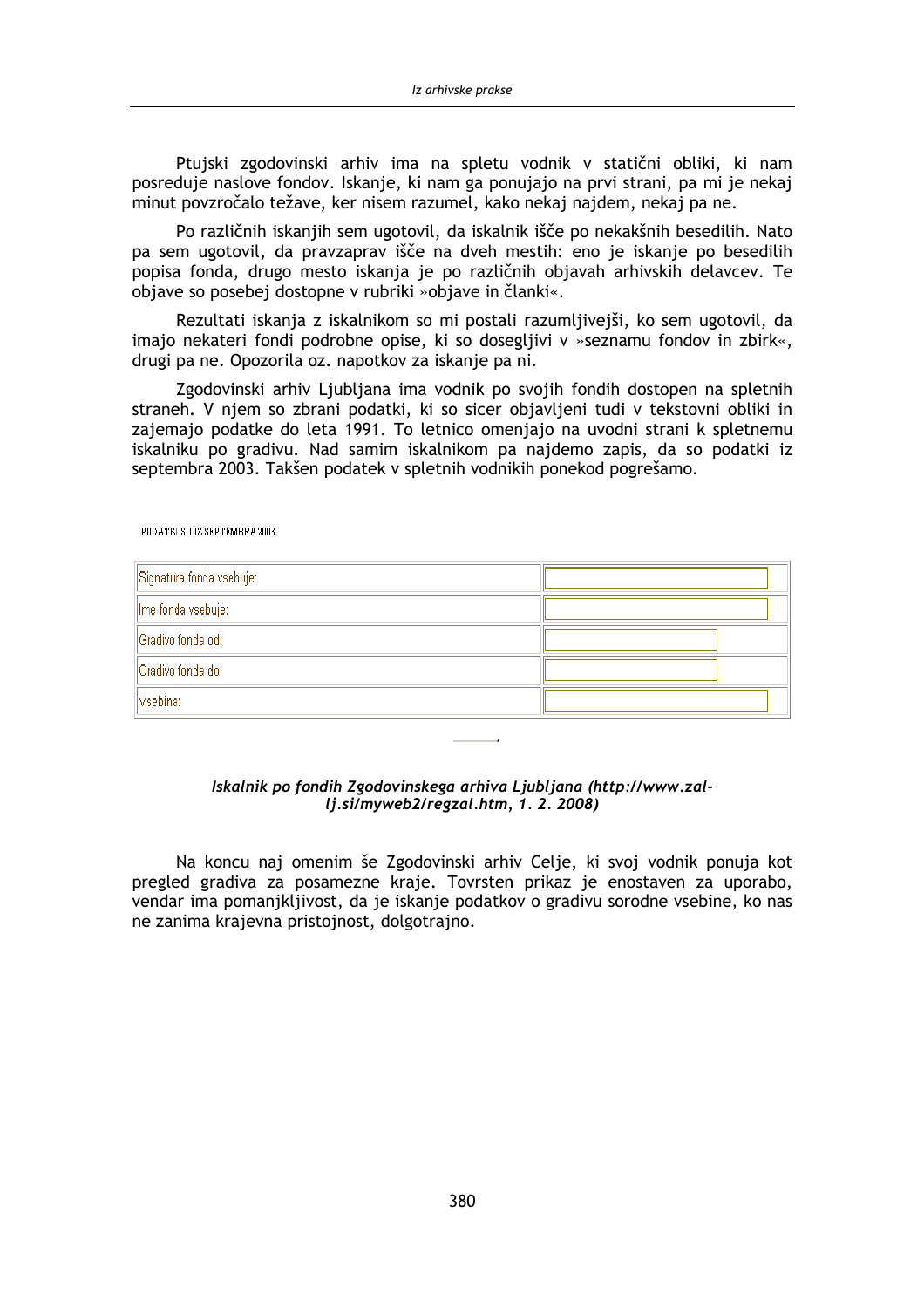Ptujski zgodovinski arhiv ima na spletu vodnik v statični obliki, ki nam posreduje naslove fondov. Iskanje, ki nam ga ponujajo na prvi strani, pa mi je nekaj minut povzročalo težave, ker nisem razumel, kako nekaj najdem, nekaj pa ne.

Po različnih iskanjih sem ugotovil, da iskalnik išče po nekakšnih besedilih. Nato pa sem ugotovil, da pravzaprav išče na dveh mestih: eno je iskanje po besedilih popisa fonda, drugo mesto iskanja je po različnih objavah arhivskih delavcev. Te objave so posebej dostopne v rubriki »objave in članki«.

Rezultati iskanja z iskalnikom so mi postali razumljivejši, ko sem ugotovil, da imajo nekateri fondi podrobne opise, ki so dosegljivi v »seznamu fondov in zbirk«, drugi pa ne. Opozorila oz. napotkov za iskanje pa ni.

Zgodovinski arhiv Ljubljana ima vodnik po svojih fondih dostopen na spletnih straneh. V njem so zbrani podatki, ki so sicer objavljeni tudi v tekstovni obliki in zajemajo podatke do leta 1991. To letnico omenjajo na uvodni strani k spletnemu iskalniku po gradivu. Nad samim iskalnikom pa najdemo zapis, da so podatki iz septembra 2003. Takšen podatek v spletnih vodnikih ponekod pogrešamo.

PODATKI SO IZ SEPTEMBRA 2003

| | |
|---|---|
| Signatura fonda vsebuje: | |
| Ime fonda vsebuje: | |
| Gradivo fonda od: | |
| Gradivo fonda do: | |
| Vsebina: | |

***Iskalnik po fondih Zgodovinskega arhiva Ljubljana (http://www.zal-lj.si/myweb2/regzal.htm, 1. 2. 2008)***

Na koncu naj omenim še Zgodovinski arhiv Celje, ki svoj vodnik ponuja kot pregled gradiva za posamezne kraje. Tovrsten prikaz je enostaven za uporabo, vendar ima pomanjkljivost, da je iskanje podatkov o gradivu sorodne vsebine, ko nas ne zanima krajevna pristojnost, dolgotrajno.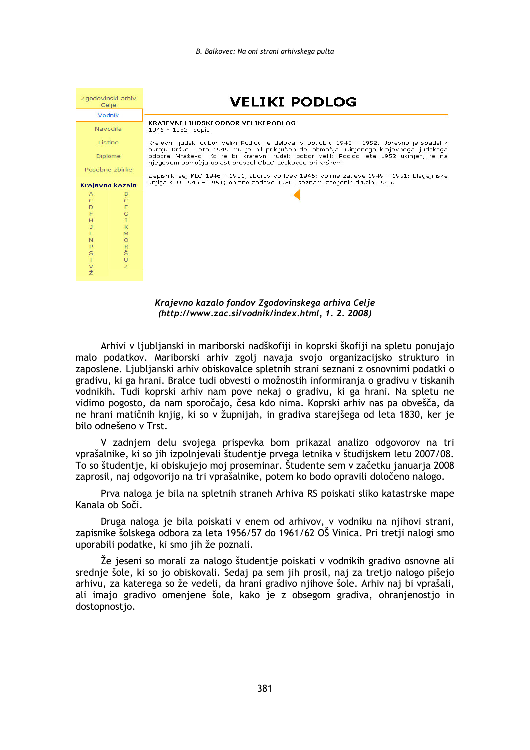Zgodovinski arhiv Celje

Vodnik

Navodila

Listine

Diplome

Posebne zbirke

**Krajevno kazalo**

A B C Č D E F G H I J K L M N O P R S Š T U V Z Ž

# VELIKI PODLOG

**KRAJEVNI LJUDSKI ODBOR VELIKI PODLOG**
1946 – 1952; popis.

Krajevni ljudski odbor Veliki Podlog je deloval v obdobju 1945 – 1952. Upravno je spadal k okraju Krško. Leta 1949 mu je bil priključen del območja ukinjenega krajevnega ljudskega odbora Mraševo. Ko je bil krajevni ljudski odbor Veliki Podlog leta 1952 ukinjen, je na njegovem območju oblast prevzel ObLO Leskovec pri Krškem.

Zapisniki sej KLO 1946 – 1951, zborov volilcev 1946; volilne zadeve 1949 – 1951; blagajniška knjiga KLO 1945 – 1951; obrtne zadeve 1950; seznam izseljenih družin 1946.

*Krajevno kazalo fondov Zgodovinskega arhiva Celje (http://www.zac.si/vodnik/index.html, 1. 2. 2008)*

Arhivi v ljubljanski in mariborski nadškofiji in koprski škofiji na spletu ponujajo malo podatkov. Mariborski arhiv zgolj navaja svojo organizacijsko strukturo in zaposlene. Ljubljanski arhiv obiskovalce spletnih strani seznani z osnovnimi podatki o gradivu, ki ga hrani. Bralce tudi obvesti o možnostih informiranja o gradivu v tiskanih vodnikih. Tudi koprski arhiv nam pove nekaj o gradivu, ki ga hrani. Na spletu ne vidimo pogosto, da nam sporočajo, česa kdo nima. Koprski arhiv nas pa obvešča, da ne hrani matičnih knjig, ki so v župnijah, in gradiva starejšega od leta 1830, ker je bilo odnešeno v Trst.

V zadnjem delu svojega prispevka bom prikazal analizo odgovorov na tri vprašalnike, ki so jih izpolnjevali študentje prvega letnika v študijskem letu 2007/08. To so študentje, ki obiskujejo moj proseminar. Študente sem v začetku januarja 2008 zaprosil, naj odgovorijo na tri vprašalnike, potem ko bodo opravili določeno nalogo.

Prva naloga je bila na spletnih straneh Arhiva RS poiskati sliko katastrske mape Kanala ob Soči.

Druga naloga je bila poiskati v enem od arhivov, v vodniku na njihovi strani, zapisnike šolskega odbora za leta 1956/57 do 1961/62 OŠ Vinica. Pri tretji nalogi smo uporabili podatke, ki smo jih že poznali.

Že jeseni so morali za nalogo študentje poiskati v vodnikih gradivo osnovne ali srednje šole, ki so jo obiskovali. Sedaj pa sem jih prosil, naj za tretjo nalogo pišejo arhivu, za katerega so že vedeli, da hrani gradivo njihove šole. Arhiv naj bi vprašali, ali imajo gradivo omenjene šole, kako je z obsegom gradiva, ohranjenostjo in dostopnostjo.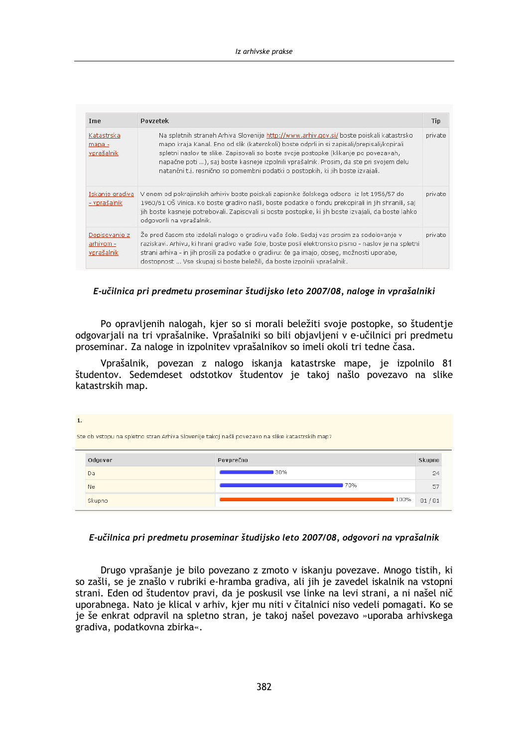| Ime | Povzetek | Tip |
|---|---|---|
| Katastrska mapa - vprašalnik | Na spletnih straneh Arhiva Slovenije http://www.arhiv.gov.si/ boste poiskali katastrsko mapo kraja Kanal. Eno od slik (katerokoli) boste odprli in si zapisali/prepisali/kopirali spletni naslov te slike. Zapisovali so boste svoje postopke (klikanje po povezavah, napačne poti ...), saj boste kasneje izpolnili vprašalnik. Prosim, da ste pri svojem delu natančni t.j. resnično so pomembni podatki o postopkih, ki jih boste izvajali. | private |
| Iskanje gradiva - vprašalnik | V enem od pokrajinskih arhivov boste poiskali zapisnike šolskega odbora iz let 1956/57 do 1960/61 OŠ Vinica. Ko boste gradivo našli, boste podatke o fondu prekopirali in jih shranili, saj jih boste kasneje potrebovali. Zapisovali si boste postopke, ki jih boste izvajali, da boste lahko odgovorili na vprašalnik. | private |
| Dopisovanje z arhivom - vprašalnik | Že pred časom ste izdelali nalogo o gradivu vaše šole. Sedaj vas prosim za sodelovanje v raziskavi. Arhivu, ki hrani gradivo vaše šole, boste posli elektronsko pismo - naslov je na spletni strani arhiva - in jih prosili za podatke o gradivu: če ga imajo, obseg, možnosti uporabe, dostopnost ... Vse skupaj si boste beležili, da boste izpolnili vprašalnik. | private |

*E-učilnica pri predmetu proseminar študijsko leto 2007/08, naloge in vprašalniki*

Po opravljenih nalogah, kjer so si morali beležiti svoje postopke, so študentje odgovarjali na tri vprašalnike. Vprašalniki so bili objavljeni v e-učilnici pri predmetu proseminar. Za naloge in izpolnitev vprašalnikov so imeli okoli tri tedne časa.

Vprašalnik, povezan z nalogo iskanja katastrske mape, je izpolnilo 81 študentov. Sedemdeset odstotkov študentov je takoj našlo povezavo na slike katastrskih map.

**1.**

Ste ob vstopu na spletno stran Arhiva Slovenije takoj našli povezavo na slike katastrskih map?

| Odgovor | Povprečno | Skupno |
|---|---|---|
| Da | 30% | 24 |
| Ne | 70% | 57 |
| Skupno | 100% | 81 / 81 |

*E-učilnica pri predmetu proseminar študijsko leto 2007/08, odgovori na vprašalnik*

Drugo vprašanje je bilo povezano z zmoto v iskanju povezave. Mnogo tistih, ki so zašli, se je znašlo v rubriki e-hramba gradiva, ali jih je zavedel iskalnik na vstopni strani. Eden od študentov pravi, da je poskusil vse linke na levi strani, a ni našel nič uporabnega. Nato je klical v arhiv, kjer mu niti v čitalnici niso vedeli pomagati. Ko se je še enkrat odpravil na spletno stran, je takoj našel povezavo »uporaba arhivskega gradiva, podatkovna zbirka«.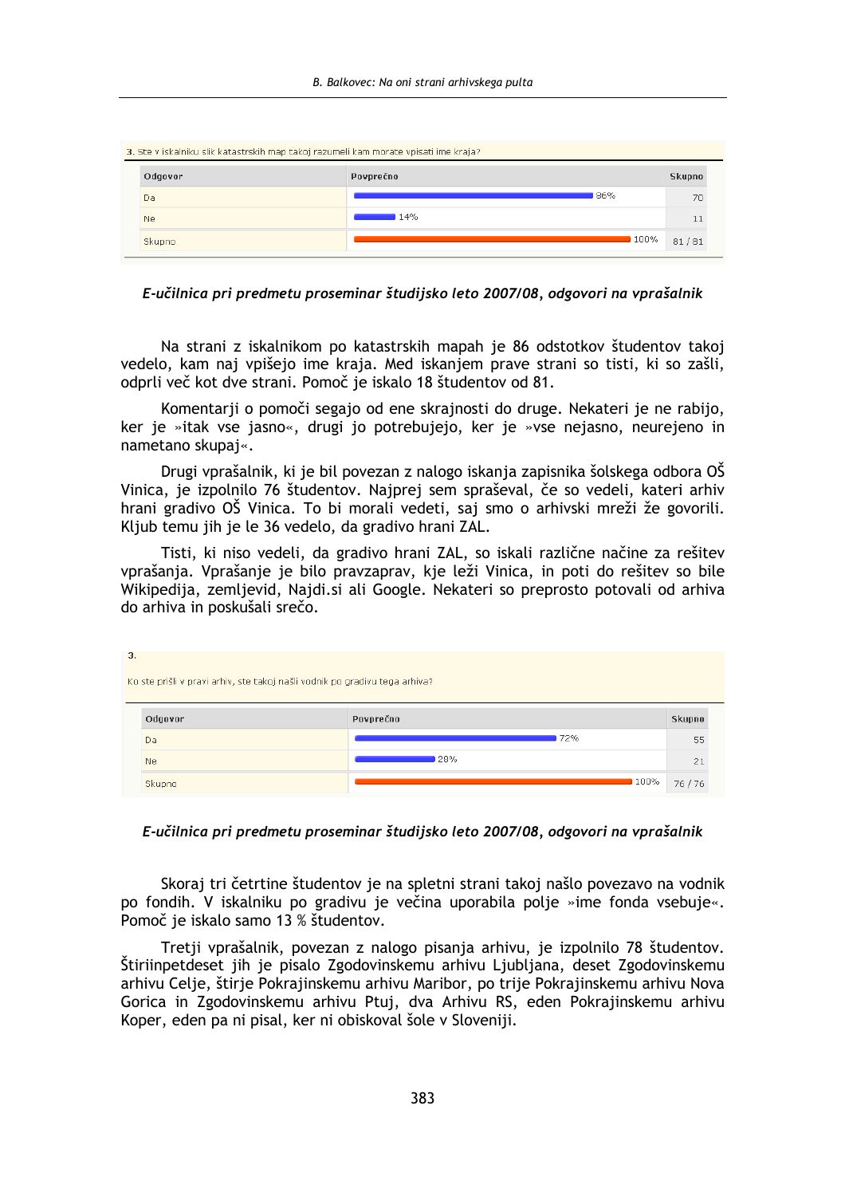**3.** Ste v iskalniku slik katastrskih map takoj razumeli kam morate vpisati ime kraja?

| Odgovor | Povprečno | Skupno |
|---|---|---|
| Da | 86% | 70 |
| Ne | 14% | 11 |
| Skupno | 100% | 81 / 81 |

*E-učilnica pri predmetu proseminar študijsko leto 2007/08, odgovori na vprašalnik*

Na strani z iskalnikom po katastrskih mapah je 86 odstotkov študentov takoj vedelo, kam naj vpišejo ime kraja. Med iskanjem prave strani so tisti, ki so zašli, odprli več kot dve strani. Pomoč je iskalo 18 študentov od 81.

Komentarji o pomoči segajo od ene skrajnosti do druge. Nekateri je ne rabijo, ker je »itak vse jasno«, drugi jo potrebujejo, ker je »vse nejasno, neurejeno in nametano skupaj«.

Drugi vprašalnik, ki je bil povezan z nalogo iskanja zapisnika šolskega odbora OŠ Vinica, je izpolnilo 76 študentov. Najprej sem spraševal, če so vedeli, kateri arhiv hrani gradivo OŠ Vinica. To bi morali vedeti, saj smo o arhivski mreži že govorili. Kljub temu jih je le 36 vedelo, da gradivo hrani ZAL.

Tisti, ki niso vedeli, da gradivo hrani ZAL, so iskali različne načine za rešitev vprašanja. Vprašanje je bilo pravzaprav, kje leži Vinica, in poti do rešitev so bile Wikipedija, zemljevid, Najdi.si ali Google. Nekateri so preprosto potovali od arhiva do arhiva in poskušali srečo.

**3.**

Ko ste prišli v pravi arhiv, ste takoj našli vodnik po gradivu tega arhiva?

| Odgovor | Povprečno | Skupno |
|---|---|---|
| Da | 72% | 55 |
| Ne | 28% | 21 |
| Skupno | 100% | 76 / 76 |

*E-učilnica pri predmetu proseminar študijsko leto 2007/08, odgovori na vprašalnik*

Skoraj tri četrtine študentov je na spletni strani takoj našlo povezavo na vodnik po fondih. V iskalniku po gradivu je večina uporabila polje »ime fonda vsebuje«. Pomoč je iskalo samo 13 % študentov.

Tretji vprašalnik, povezan z nalogo pisanja arhivu, je izpolnilo 78 študentov. Štiriinpetdeset jih je pisalo Zgodovinskemu arhivu Ljubljana, deset Zgodovinskemu arhivu Celje, štirje Pokrajinskemu arhivu Maribor, po trije Pokrajinskemu arhivu Nova Gorica in Zgodovinskemu arhivu Ptuj, dva Arhivu RS, eden Pokrajinskemu arhivu Koper, eden pa ni pisal, ker ni obiskoval šole v Sloveniji.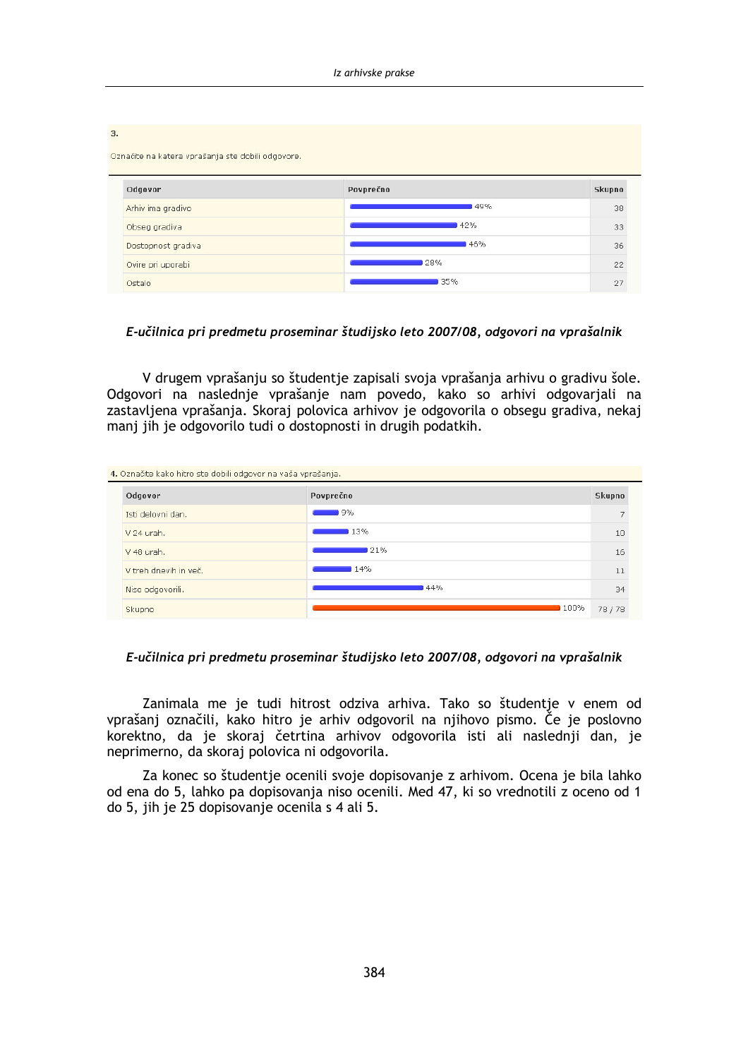3.

Označite na katera vprašanja ste dobili odgovore.

| Odgovor | Povprečno | Skupno |
|---|---|---|
| Arhiv ima gradivo | 49% | 38 |
| Obseg gradiva | 42% | 33 |
| Dostopnost gradiva | 46% | 36 |
| Ovire pri uporabi | 28% | 22 |
| Ostalo | 35% | 27 |

***E-učilnica pri predmetu proseminar študijsko leto 2007/08, odgovori na vprašalnik***

V drugem vprašanju so študentje zapisali svoja vprašanja arhivu o gradivu šole. Odgovori na naslednje vprašanje nam povedo, kako so arhivi odgovarjali na zastavljena vprašanja. Skoraj polovica arhivov je odgovorila o obsegu gradiva, nekaj manj jih je odgovorilo tudi o dostopnosti in drugih podatkih.

4. Označite kako hitro ste dobili odgovor na vaša vprašanja.

| Odgovor | Povprečno | Skupno |
|---|---|---|
| Isti delovni dan. | 9% | 7 |
| V 24 urah. | 13% | 10 |
| V 48 urah. | 21% | 16 |
| V treh dnevih in več. | 14% | 11 |
| Niso odgovorili. | 44% | 34 |
| Skupno | 100% | 78 / 78 |

***E-učilnica pri predmetu proseminar študijsko leto 2007/08, odgovori na vprašalnik***

Zanimala me je tudi hitrost odziva arhiva. Tako so študentje v enem od vprašanj označili, kako hitro je arhiv odgovoril na njihovo pismo. Če je poslovno korektno, da je skoraj četrtina arhivov odgovorila isti ali naslednji dan, je neprimerno, da skoraj polovica ni odgovorila.

Za konec so študentje ocenili svoje dopisovanje z arhivom. Ocena je bila lahko od ena do 5, lahko pa dopisovanja niso ocenili. Med 47, ki so vrednotili z oceno od 1 do 5, jih je 25 dopisovanje ocenila s 4 ali 5.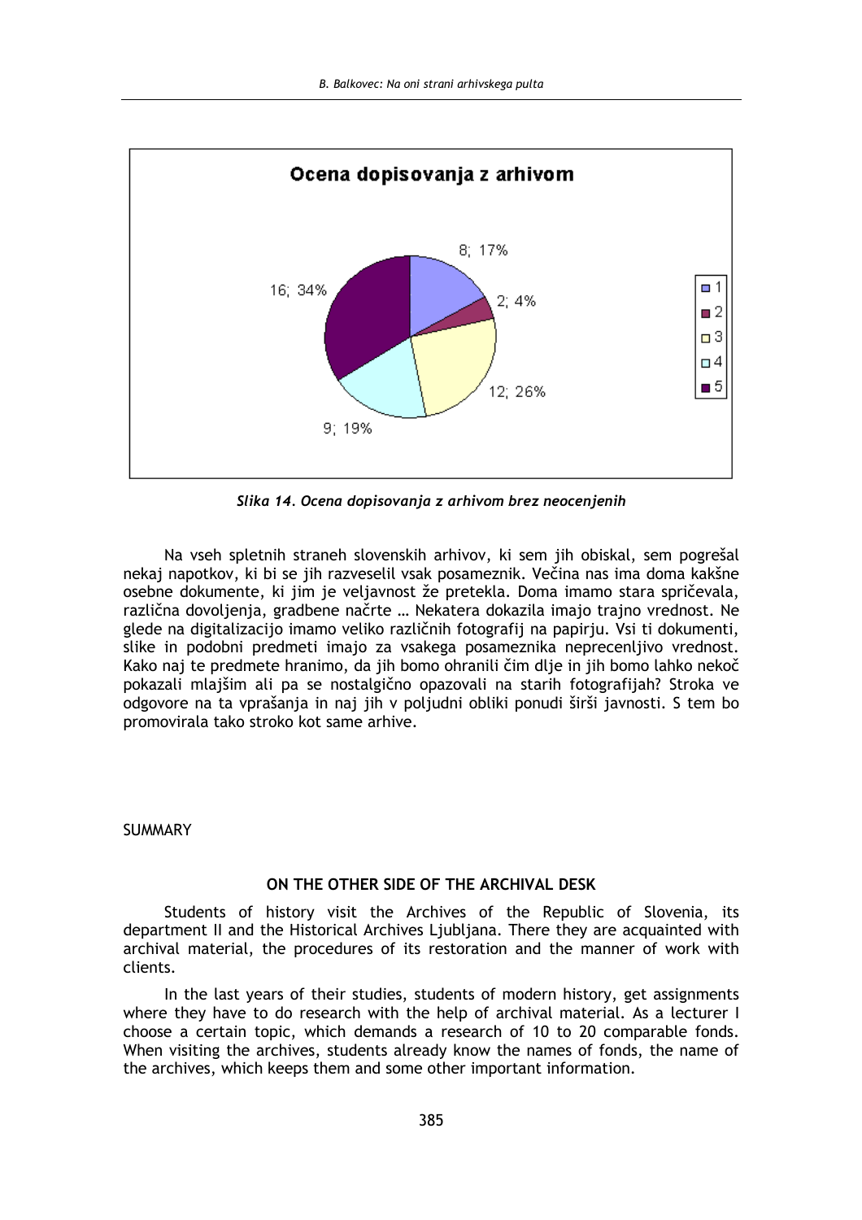**Ocena dopisovanja z arhivom**

| Ocena | Število; delež |
|---|---|
| 1 | 8; 17% |
| 2 | 2; 4% |
| 3 | 12; 26% |
| 4 | 9; 19% |
| 5 | 16; 34% |

*Slika 14. Ocena dopisovanja z arhivom brez neocenjenih*

Na vseh spletnih straneh slovenskih arhivov, ki sem jih obiskal, sem pogrešal nekaj napotkov, ki bi se jih razveselil vsak posameznik. Večina nas ima doma kakšne osebne dokumente, ki jim je veljavnost že pretekla. Doma imamo stara spričevala, različna dovoljenja, gradbene načrte … Nekatera dokazila imajo trajno vrednost. Ne glede na digitalizacijo imamo veliko različnih fotografij na papirju. Vsi ti dokumenti, slike in podobni predmeti imajo za vsakega posameznika neprecenljivo vrednost. Kako naj te predmete hranimo, da jih bomo ohranili čim dlje in jih bomo lahko nekoč pokazali mlajšim ali pa se nostalgično opazovali na starih fotografijah? Stroka ve odgovore na ta vprašanja in naj jih v poljudni obliki ponudi širši javnosti. S tem bo promovirala tako stroko kot same arhive.

SUMMARY

## ON THE OTHER SIDE OF THE ARCHIVAL DESK

Students of history visit the Archives of the Republic of Slovenia, its department II and the Historical Archives Ljubljana. There they are acquainted with archival material, the procedures of its restoration and the manner of work with clients.

In the last years of their studies, students of modern history, get assignments where they have to do research with the help of archival material. As a lecturer I choose a certain topic, which demands a research of 10 to 20 comparable fonds. When visiting the archives, students already know the names of fonds, the name of the archives, which keeps them and some other important information.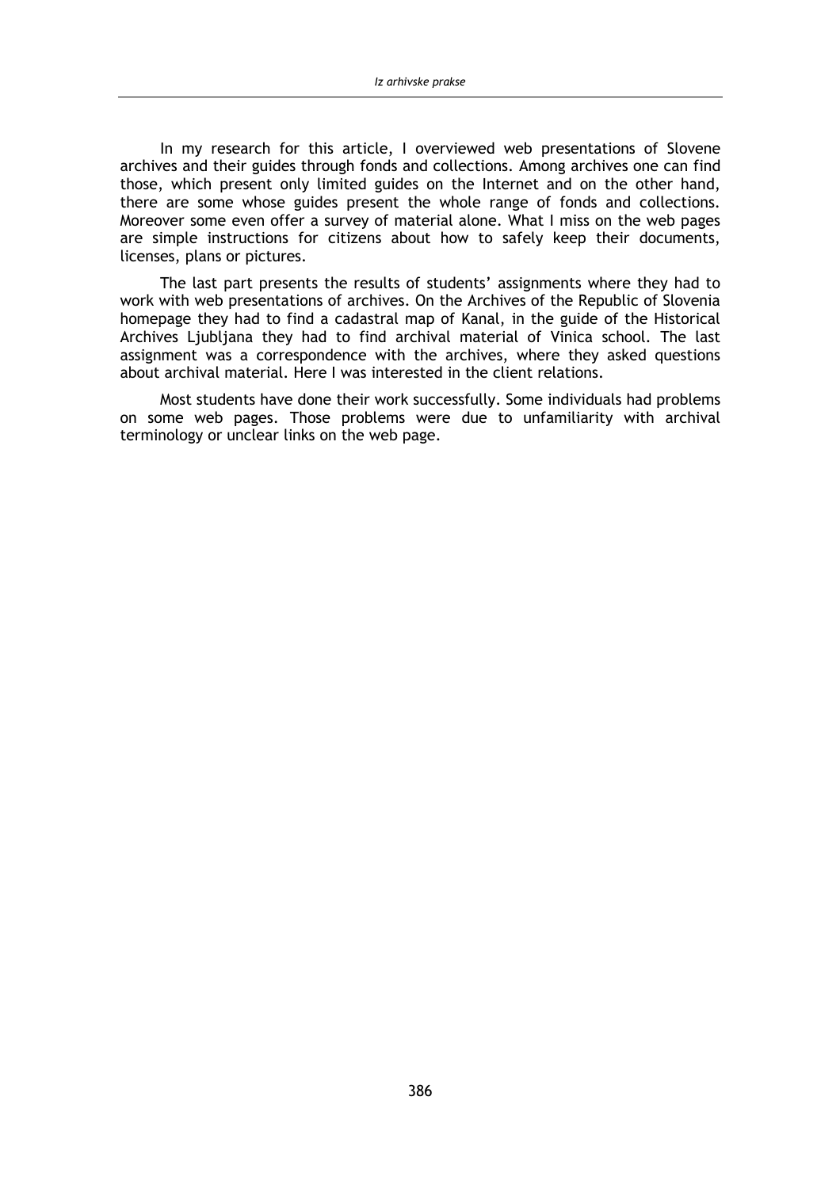In my research for this article, I overviewed web presentations of Slovene archives and their guides through fonds and collections. Among archives one can find those, which present only limited guides on the Internet and on the other hand, there are some whose guides present the whole range of fonds and collections. Moreover some even offer a survey of material alone. What I miss on the web pages are simple instructions for citizens about how to safely keep their documents, licenses, plans or pictures.

The last part presents the results of students' assignments where they had to work with web presentations of archives. On the Archives of the Republic of Slovenia homepage they had to find a cadastral map of Kanal, in the guide of the Historical Archives Ljubljana they had to find archival material of Vinica school. The last assignment was a correspondence with the archives, where they asked questions about archival material. Here I was interested in the client relations.

Most students have done their work successfully. Some individuals had problems on some web pages. Those problems were due to unfamiliarity with archival terminology or unclear links on the web page.